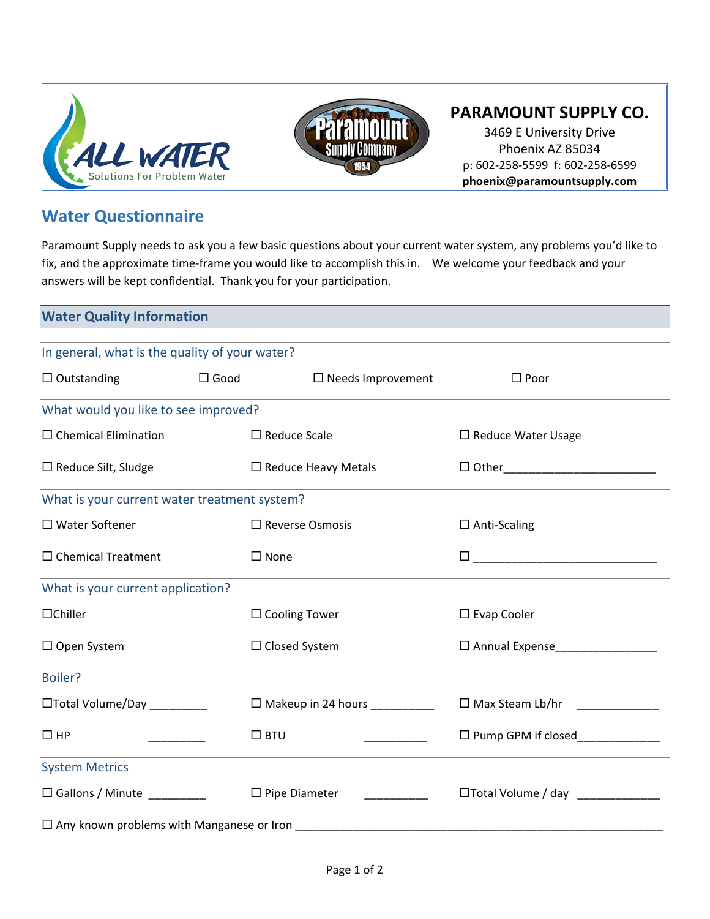**PARAMOUNT SUPPLY CO.**
3469 E University Drive
Phoenix AZ 85034
p: 602-258-5599 f: 602-258-6599
**phoenix@paramountsupply.com**

## Water Questionnaire

Paramount Supply needs to ask you a few basic questions about your current water system, any problems you'd like to fix, and the approximate time-frame you would like to accomplish this in. We welcome your feedback and your answers will be kept confidential. Thank you for your participation.

### Water Quality Information

**In general, what is the quality of your water?**

☐ Outstanding ☐ Good ☐ Needs Improvement ☐ Poor

**What would you like to see improved?**

☐ Chemical Elimination ☐ Reduce Scale ☐ Reduce Water Usage

☐ Reduce Silt, Sludge ☐ Reduce Heavy Metals ☐ Other________________________

**What is your current water treatment system?**

☐ Water Softener ☐ Reverse Osmosis ☐ Anti-Scaling

☐ Chemical Treatment ☐ None ☐ ____________________________

**What is your current application?**

☐Chiller ☐ Cooling Tower ☐ Evap Cooler

☐ Open System ☐ Closed System ☐ Annual Expense________________

**Boiler?**

☐Total Volume/Day _________ ☐ Makeup in 24 hours __________ ☐ Max Steam Lb/hr _____________

☐ HP _________ ☐ BTU __________ ☐ Pump GPM if closed_____________

**System Metrics**

☐ Gallons / Minute _________ ☐ Pipe Diameter __________ ☐Total Volume / day _____________

☐ Any known problems with Manganese or Iron ____________________________________________________________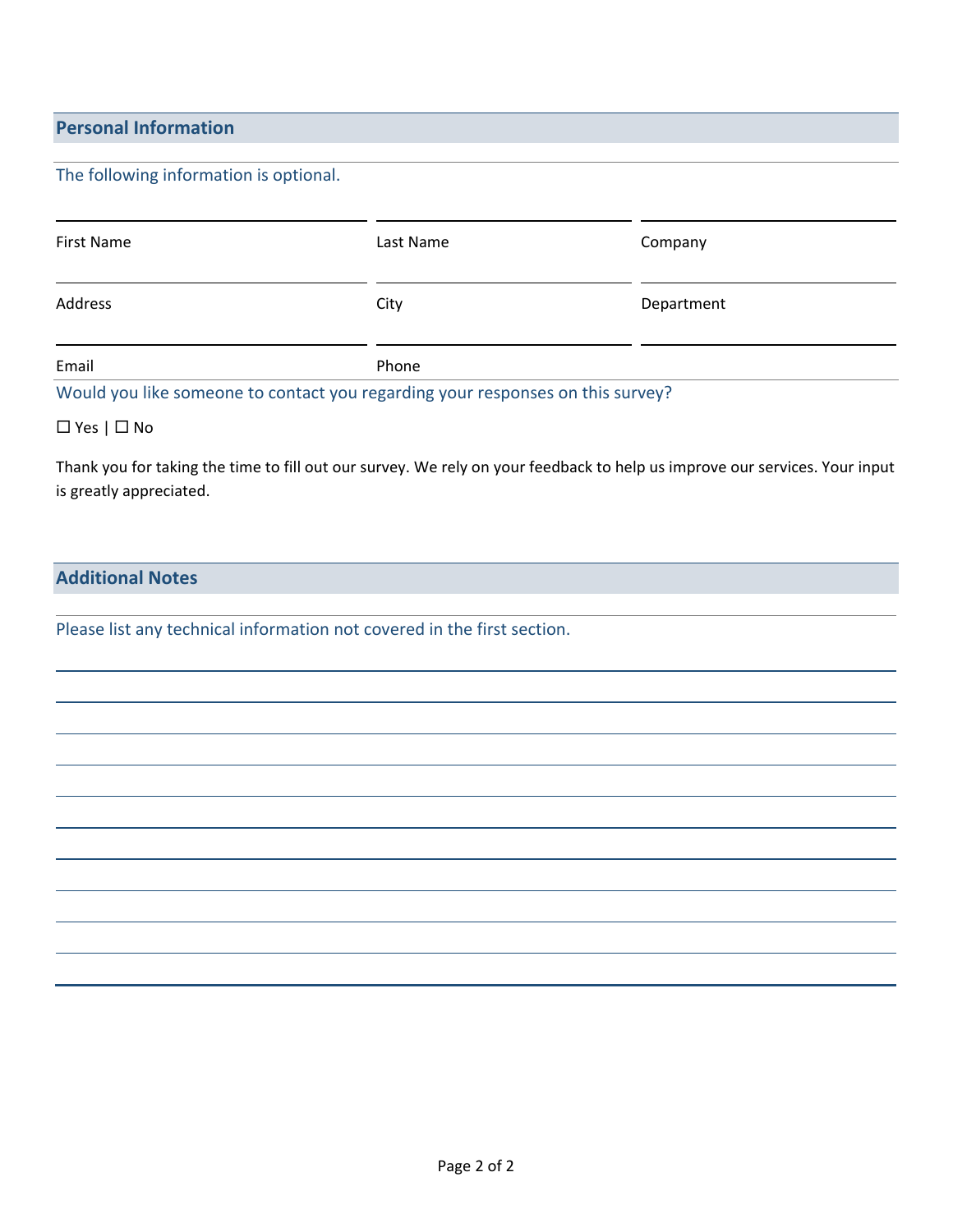## Personal Information

The following information is optional.

| | | |
|---|---|---|
| First Name | Last Name | Company |
| Address | City | Department |
| Email | Phone | |

Would you like someone to contact you regarding your responses on this survey?

☐ Yes | ☐ No

Thank you for taking the time to fill out our survey. We rely on your feedback to help us improve our services. Your input is greatly appreciated.

## Additional Notes

Please list any technical information not covered in the first section.